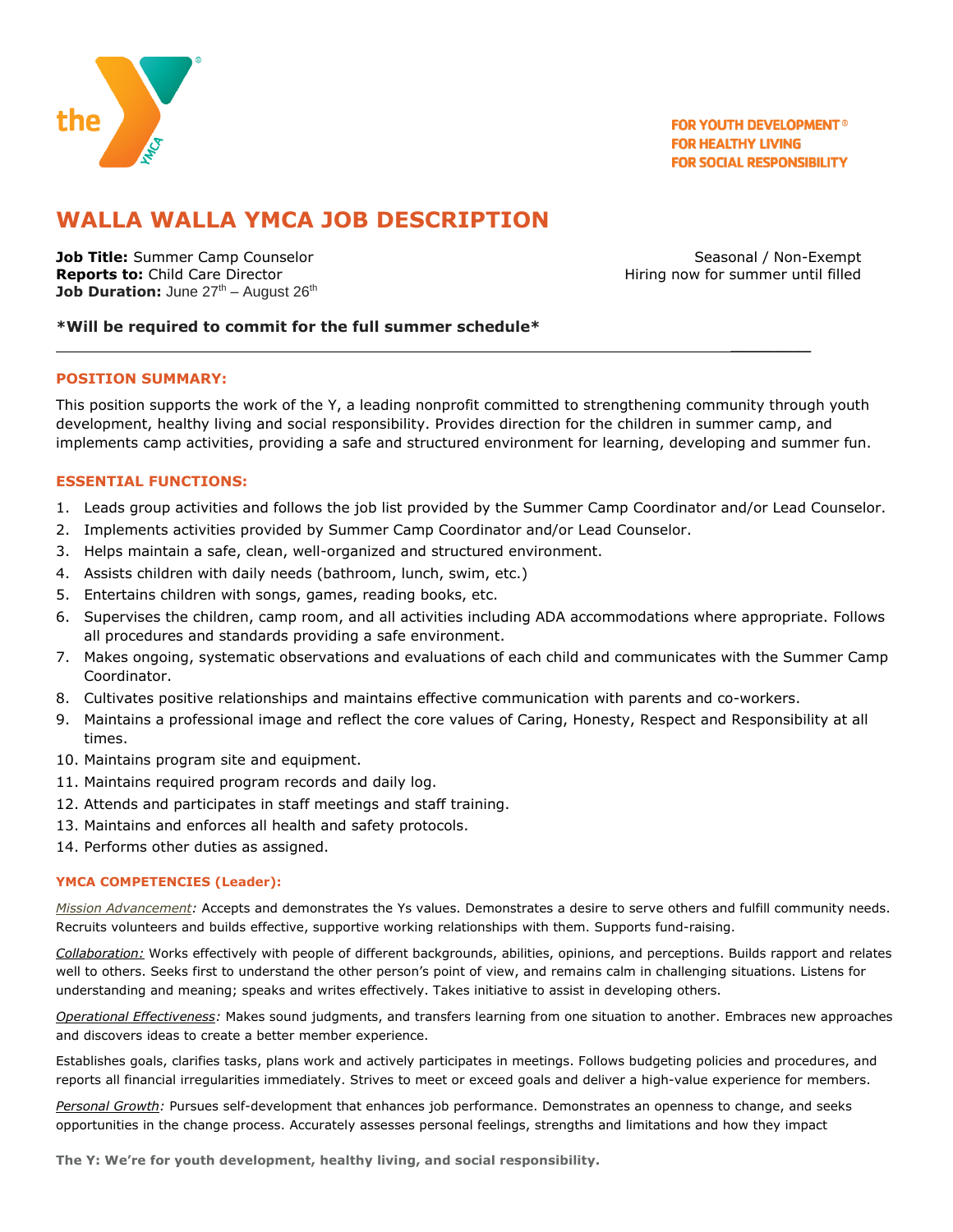FOR YOUTH DEVELOPMENT®
FOR HEALTHY LIVING
FOR SOCIAL RESPONSIBILITY

# WALLA WALLA YMCA JOB DESCRIPTION

**Job Title:** Summer Camp Counselor
**Reports to:** Child Care Director
**Job Duration:** June 27th – August 26th

Seasonal / Non-Exempt
Hiring now for summer until filled

**\*Will be required to commit for the full summer schedule\***

---

## POSITION SUMMARY:

This position supports the work of the Y, a leading nonprofit committed to strengthening community through youth development, healthy living and social responsibility. Provides direction for the children in summer camp, and implements camp activities, providing a safe and structured environment for learning, developing and summer fun.

## ESSENTIAL FUNCTIONS:

1. Leads group activities and follows the job list provided by the Summer Camp Coordinator and/or Lead Counselor.
2. Implements activities provided by Summer Camp Coordinator and/or Lead Counselor.
3. Helps maintain a safe, clean, well-organized and structured environment.
4. Assists children with daily needs (bathroom, lunch, swim, etc.)
5. Entertains children with songs, games, reading books, etc.
6. Supervises the children, camp room, and all activities including ADA accommodations where appropriate. Follows all procedures and standards providing a safe environment.
7. Makes ongoing, systematic observations and evaluations of each child and communicates with the Summer Camp Coordinator.
8. Cultivates positive relationships and maintains effective communication with parents and co-workers.
9. Maintains a professional image and reflect the core values of Caring, Honesty, Respect and Responsibility at all times.
10. Maintains program site and equipment.
11. Maintains required program records and daily log.
12. Attends and participates in staff meetings and staff training.
13. Maintains and enforces all health and safety protocols.
14. Performs other duties as assigned.

### YMCA COMPETENCIES (Leader):

*Mission Advancement:* Accepts and demonstrates the Ys values. Demonstrates a desire to serve others and fulfill community needs. Recruits volunteers and builds effective, supportive working relationships with them. Supports fund-raising.

*Collaboration:* Works effectively with people of different backgrounds, abilities, opinions, and perceptions. Builds rapport and relates well to others. Seeks first to understand the other person's point of view, and remains calm in challenging situations. Listens for understanding and meaning; speaks and writes effectively. Takes initiative to assist in developing others.

*Operational Effectiveness:* Makes sound judgments, and transfers learning from one situation to another. Embraces new approaches and discovers ideas to create a better member experience.

Establishes goals, clarifies tasks, plans work and actively participates in meetings. Follows budgeting policies and procedures, and reports all financial irregularities immediately. Strives to meet or exceed goals and deliver a high-value experience for members.

*Personal Growth:* Pursues self-development that enhances job performance. Demonstrates an openness to change, and seeks opportunities in the change process. Accurately assesses personal feelings, strengths and limitations and how they impact

**The Y: We're for youth development, healthy living, and social responsibility.**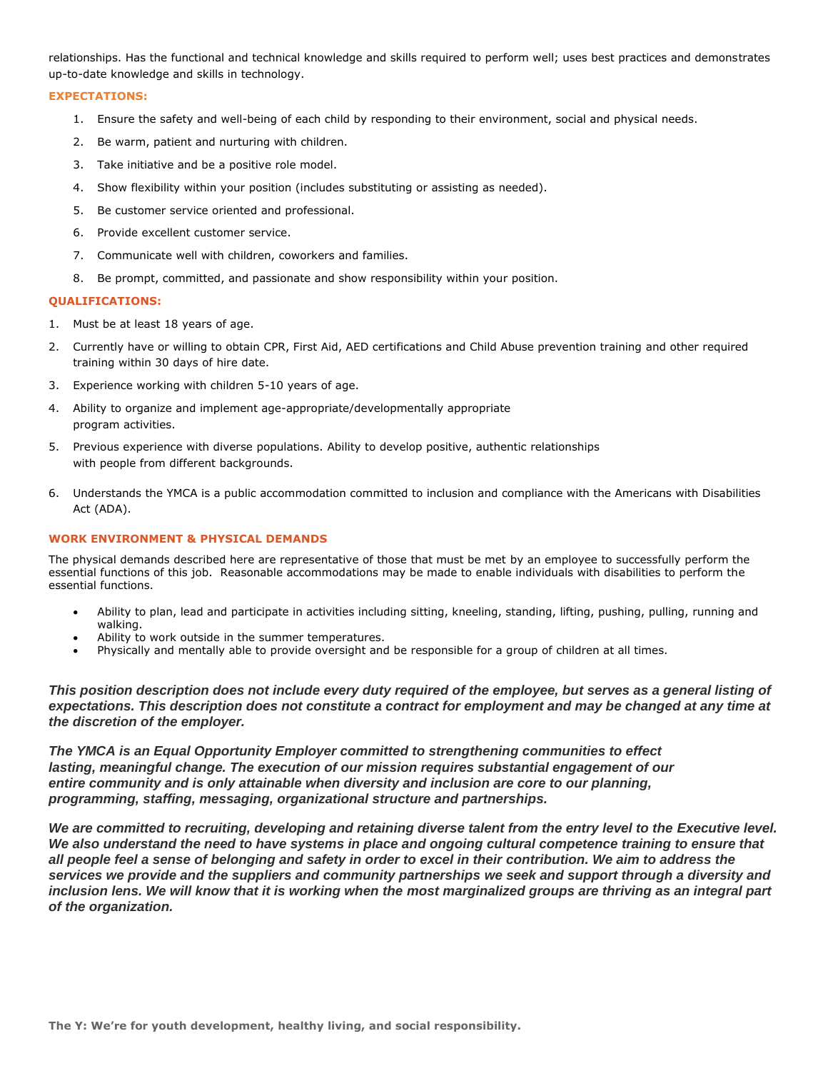relationships. Has the functional and technical knowledge and skills required to perform well; uses best practices and demonstrates up-to-date knowledge and skills in technology.

**EXPECTATIONS:**

1. Ensure the safety and well-being of each child by responding to their environment, social and physical needs.
2. Be warm, patient and nurturing with children.
3. Take initiative and be a positive role model.
4. Show flexibility within your position (includes substituting or assisting as needed).
5. Be customer service oriented and professional.
6. Provide excellent customer service.
7. Communicate well with children, coworkers and families.
8. Be prompt, committed, and passionate and show responsibility within your position.

**QUALIFICATIONS:**

1. Must be at least 18 years of age.
2. Currently have or willing to obtain CPR, First Aid, AED certifications and Child Abuse prevention training and other required training within 30 days of hire date.
3. Experience working with children 5-10 years of age.
4. Ability to organize and implement age-appropriate/developmentally appropriate program activities.
5. Previous experience with diverse populations. Ability to develop positive, authentic relationships with people from different backgrounds.
6. Understands the YMCA is a public accommodation committed to inclusion and compliance with the Americans with Disabilities Act (ADA).

**WORK ENVIRONMENT & PHYSICAL DEMANDS**

The physical demands described here are representative of those that must be met by an employee to successfully perform the essential functions of this job. Reasonable accommodations may be made to enable individuals with disabilities to perform the essential functions.

- Ability to plan, lead and participate in activities including sitting, kneeling, standing, lifting, pushing, pulling, running and walking.
- Ability to work outside in the summer temperatures.
- Physically and mentally able to provide oversight and be responsible for a group of children at all times.

***This position description does not include every duty required of the employee, but serves as a general listing of expectations. This description does not constitute a contract for employment and may be changed at any time at the discretion of the employer.***

***The YMCA is an Equal Opportunity Employer committed to strengthening communities to effect lasting, meaningful change. The execution of our mission requires substantial engagement of our entire community and is only attainable when diversity and inclusion are core to our planning, programming, staffing, messaging, organizational structure and partnerships.***

***We are committed to recruiting, developing and retaining diverse talent from the entry level to the Executive level. We also understand the need to have systems in place and ongoing cultural competence training to ensure that all people feel a sense of belonging and safety in order to excel in their contribution. We aim to address the services we provide and the suppliers and community partnerships we seek and support through a diversity and inclusion lens. We will know that it is working when the most marginalized groups are thriving as an integral part of the organization.***

**The Y: We're for youth development, healthy living, and social responsibility.**